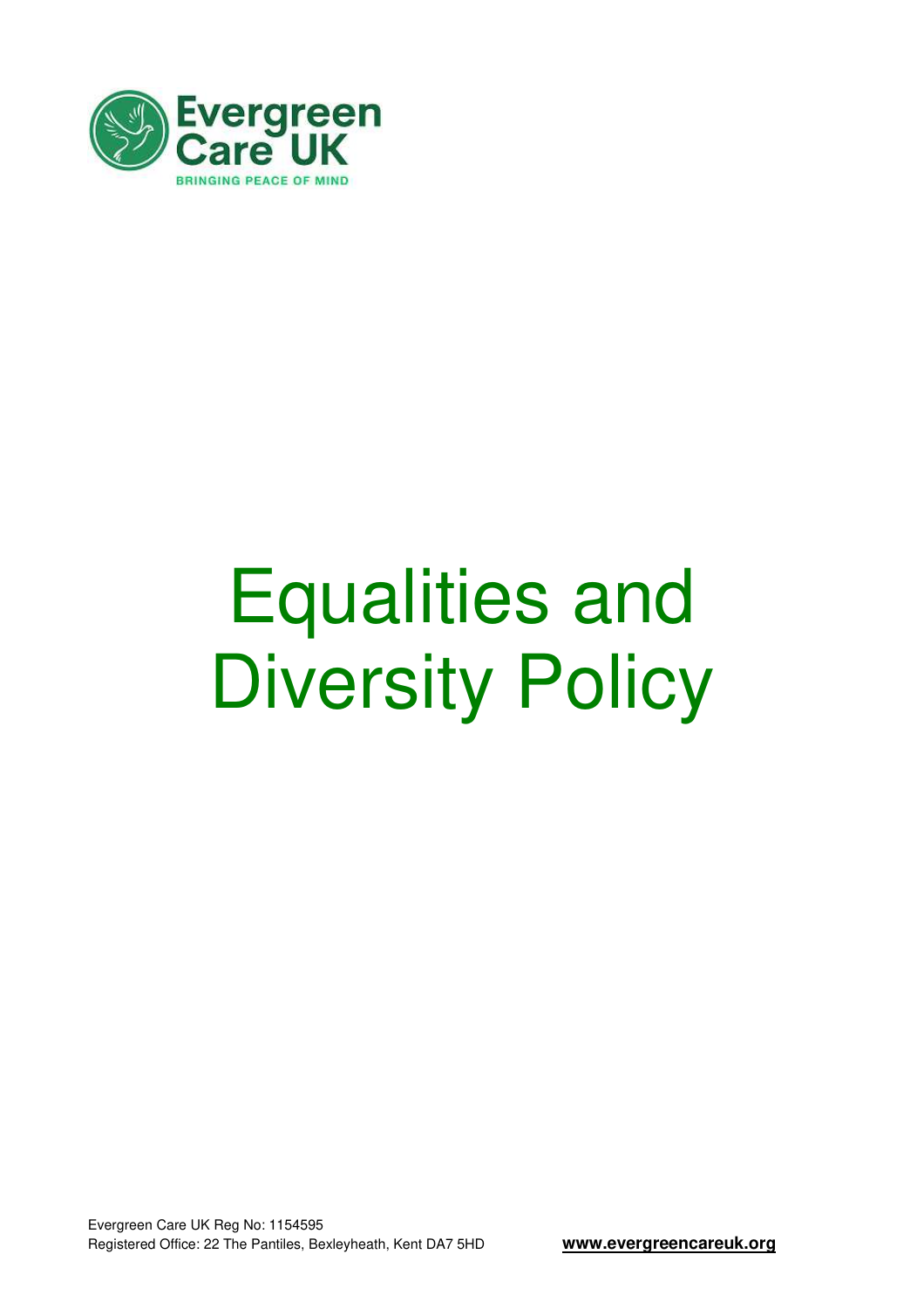Evergreen Care UK

BRINGING PEACE OF MIND

# Equalities and Diversity Policy

Evergreen Care UK Reg No: 1154595
Registered Office: 22 The Pantiles, Bexleyheath, Kent DA7 5HD

**www.evergreencareuk.org**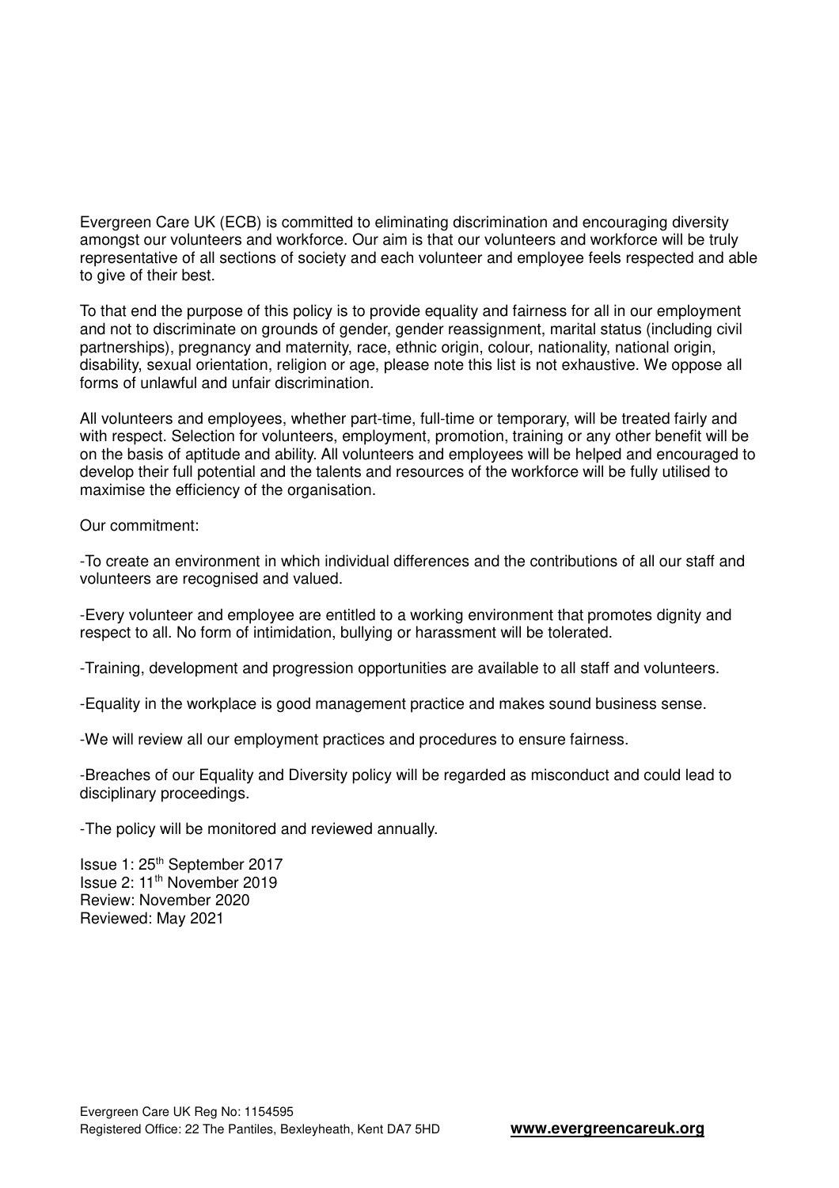Evergreen Care UK (ECB) is committed to eliminating discrimination and encouraging diversity amongst our volunteers and workforce. Our aim is that our volunteers and workforce will be truly representative of all sections of society and each volunteer and employee feels respected and able to give of their best.

To that end the purpose of this policy is to provide equality and fairness for all in our employment and not to discriminate on grounds of gender, gender reassignment, marital status (including civil partnerships), pregnancy and maternity, race, ethnic origin, colour, nationality, national origin, disability, sexual orientation, religion or age, please note this list is not exhaustive. We oppose all forms of unlawful and unfair discrimination.

All volunteers and employees, whether part-time, full-time or temporary, will be treated fairly and with respect. Selection for volunteers, employment, promotion, training or any other benefit will be on the basis of aptitude and ability. All volunteers and employees will be helped and encouraged to develop their full potential and the talents and resources of the workforce will be fully utilised to maximise the efficiency of the organisation.

Our commitment:

-To create an environment in which individual differences and the contributions of all our staff and volunteers are recognised and valued.

-Every volunteer and employee are entitled to a working environment that promotes dignity and respect to all. No form of intimidation, bullying or harassment will be tolerated.

-Training, development and progression opportunities are available to all staff and volunteers.

-Equality in the workplace is good management practice and makes sound business sense.

-We will review all our employment practices and procedures to ensure fairness.

-Breaches of our Equality and Diversity policy will be regarded as misconduct and could lead to disciplinary proceedings.

-The policy will be monitored and reviewed annually.

Issue 1: 25th September 2017
Issue 2: 11th November 2019
Review: November 2020
Reviewed: May 2021

Evergreen Care UK Reg No: 1154595
Registered Office: 22 The Pantiles, Bexleyheath, Kent DA7 5HD **www.evergreencareuk.org**